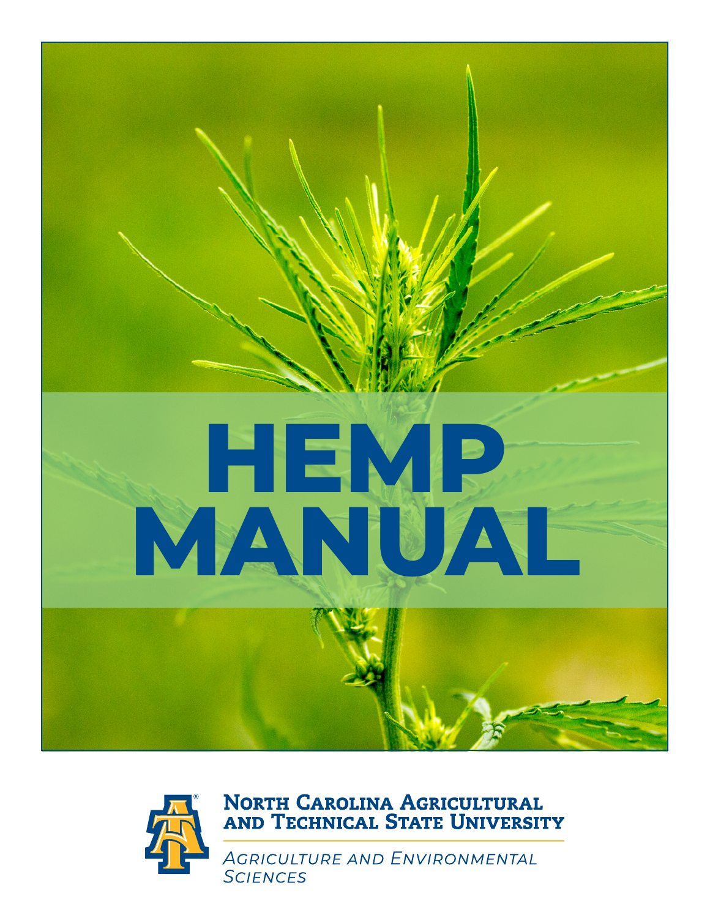# HEMP MANUAL

North Carolina Agricultural and Technical State University

Agriculture and Environmental Sciences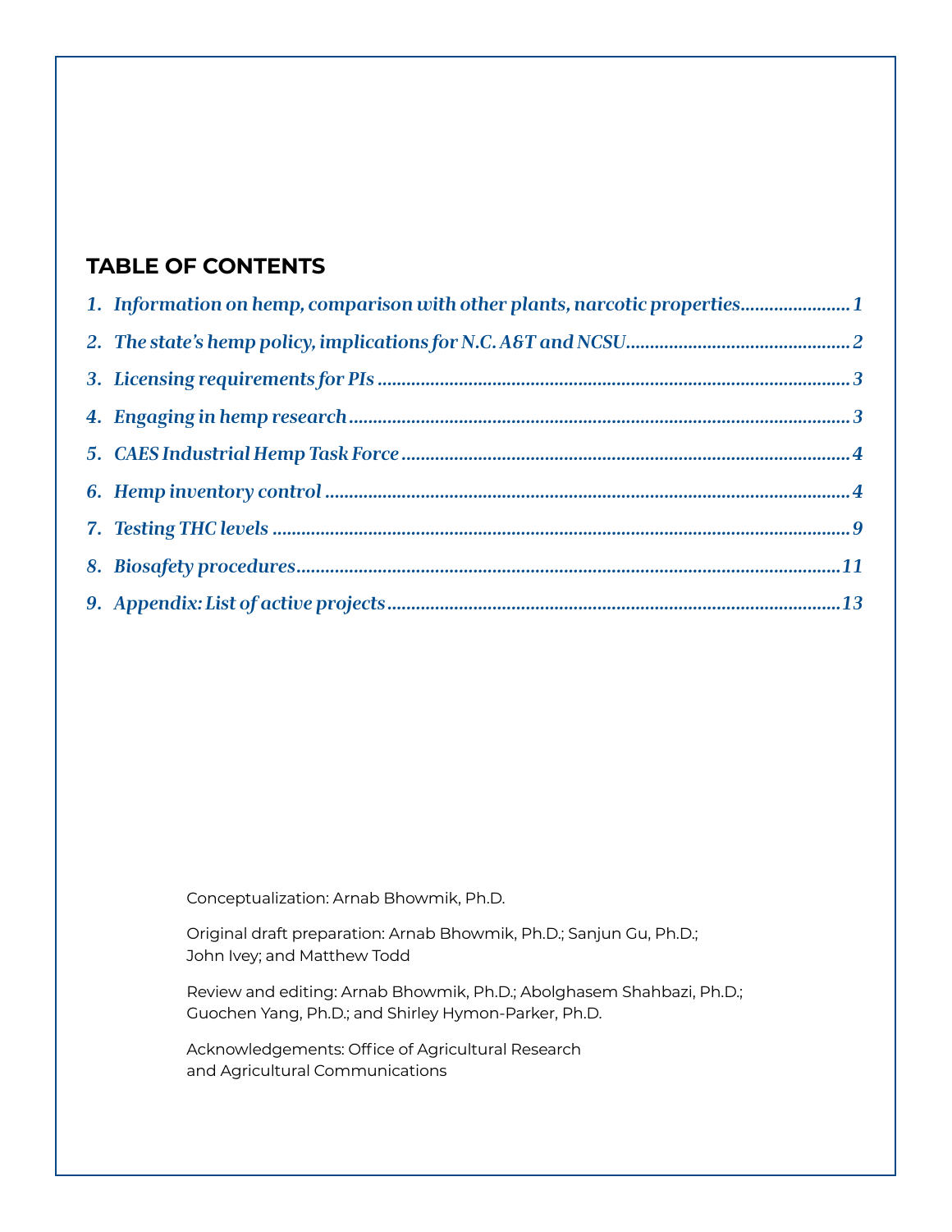## TABLE OF CONTENTS

1. *Information on hemp, comparison with other plants, narcotic properties* ...................... 1
2. *The state's hemp policy, implications for N.C. A&T and NCSU* ...................... 2
3. *Licensing requirements for PIs* ...................... 3
4. *Engaging in hemp research* ...................... 3
5. *CAES Industrial Hemp Task Force* ...................... 4
6. *Hemp inventory control* ...................... 4
7. *Testing THC levels* ...................... 9
8. *Biosafety procedures* ...................... 11
9. *Appendix: List of active projects* ...................... 13

Conceptualization: Arnab Bhowmik, Ph.D.

Original draft preparation: Arnab Bhowmik, Ph.D.; Sanjun Gu, Ph.D.; John Ivey; and Matthew Todd

Review and editing: Arnab Bhowmik, Ph.D.; Abolghasem Shahbazi, Ph.D.; Guochen Yang, Ph.D.; and Shirley Hymon-Parker, Ph.D.

Acknowledgements: Office of Agricultural Research and Agricultural Communications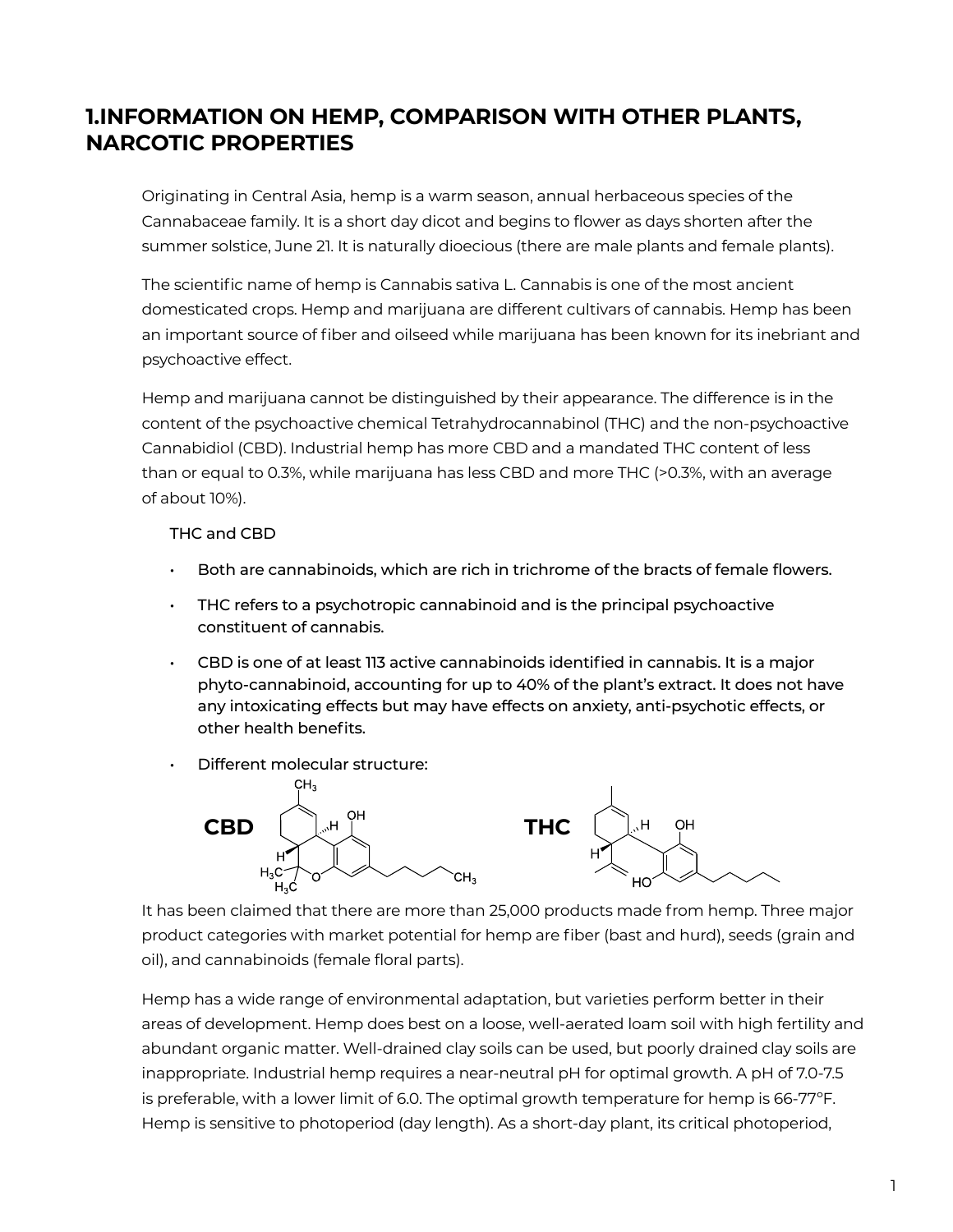# 1.INFORMATION ON HEMP, COMPARISON WITH OTHER PLANTS, NARCOTIC PROPERTIES

Originating in Central Asia, hemp is a warm season, annual herbaceous species of the Cannabaceae family. It is a short day dicot and begins to flower as days shorten after the summer solstice, June 21. It is naturally dioecious (there are male plants and female plants).

The scientific name of hemp is Cannabis sativa L. Cannabis is one of the most ancient domesticated crops. Hemp and marijuana are different cultivars of cannabis. Hemp has been an important source of fiber and oilseed while marijuana has been known for its inebriant and psychoactive effect.

Hemp and marijuana cannot be distinguished by their appearance. The difference is in the content of the psychoactive chemical Tetrahydrocannabinol (THC) and the non-psychoactive Cannabidiol (CBD). Industrial hemp has more CBD and a mandated THC content of less than or equal to 0.3%, while marijuana has less CBD and more THC (>0.3%, with an average of about 10%).

THC and CBD

- Both are cannabinoids, which are rich in trichrome of the bracts of female flowers.
- THC refers to a psychotropic cannabinoid and is the principal psychoactive constituent of cannabis.
- CBD is one of at least 113 active cannabinoids identified in cannabis. It is a major phyto-cannabinoid, accounting for up to 40% of the plant's extract. It does not have any intoxicating effects but may have effects on anxiety, anti-psychotic effects, or other health benefits.
- Different molecular structure:

**CBD** **THC**

It has been claimed that there are more than 25,000 products made from hemp. Three major product categories with market potential for hemp are fiber (bast and hurd), seeds (grain and oil), and cannabinoids (female floral parts).

Hemp has a wide range of environmental adaptation, but varieties perform better in their areas of development. Hemp does best on a loose, well-aerated loam soil with high fertility and abundant organic matter. Well-drained clay soils can be used, but poorly drained clay soils are inappropriate. Industrial hemp requires a near-neutral pH for optimal growth. A pH of 7.0-7.5 is preferable, with a lower limit of 6.0. The optimal growth temperature for hemp is 66-77°F. Hemp is sensitive to photoperiod (day length). As a short-day plant, its critical photoperiod,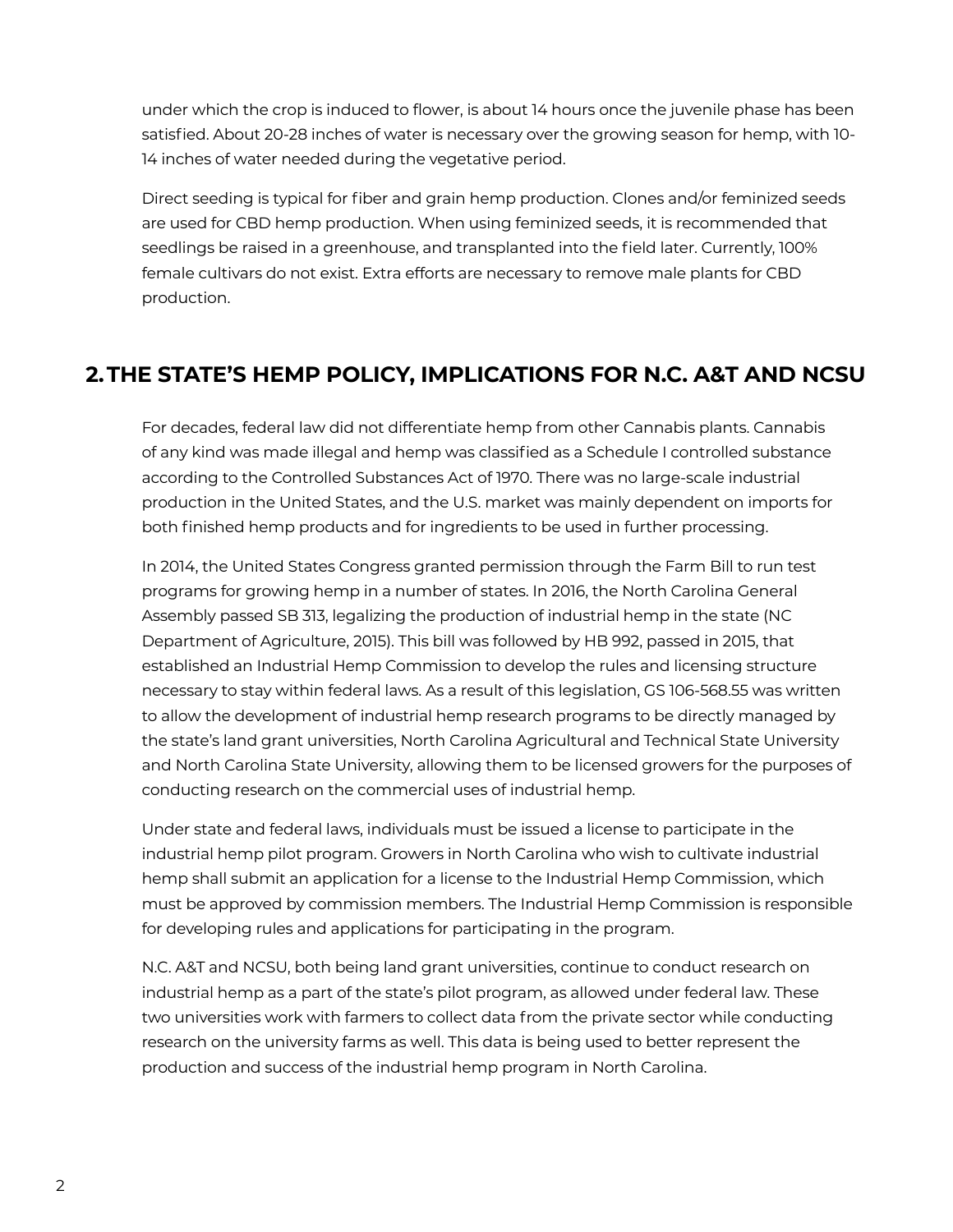under which the crop is induced to flower, is about 14 hours once the juvenile phase has been satisfied. About 20-28 inches of water is necessary over the growing season for hemp, with 10-14 inches of water needed during the vegetative period.

Direct seeding is typical for fiber and grain hemp production. Clones and/or feminized seeds are used for CBD hemp production. When using feminized seeds, it is recommended that seedlings be raised in a greenhouse, and transplanted into the field later. Currently, 100% female cultivars do not exist. Extra efforts are necessary to remove male plants for CBD production.

## 2. THE STATE'S HEMP POLICY, IMPLICATIONS FOR N.C. A&T AND NCSU

For decades, federal law did not differentiate hemp from other Cannabis plants. Cannabis of any kind was made illegal and hemp was classified as a Schedule I controlled substance according to the Controlled Substances Act of 1970. There was no large-scale industrial production in the United States, and the U.S. market was mainly dependent on imports for both finished hemp products and for ingredients to be used in further processing.

In 2014, the United States Congress granted permission through the Farm Bill to run test programs for growing hemp in a number of states. In 2016, the North Carolina General Assembly passed SB 313, legalizing the production of industrial hemp in the state (NC Department of Agriculture, 2015). This bill was followed by HB 992, passed in 2015, that established an Industrial Hemp Commission to develop the rules and licensing structure necessary to stay within federal laws. As a result of this legislation, GS 106-568.55 was written to allow the development of industrial hemp research programs to be directly managed by the state's land grant universities, North Carolina Agricultural and Technical State University and North Carolina State University, allowing them to be licensed growers for the purposes of conducting research on the commercial uses of industrial hemp.

Under state and federal laws, individuals must be issued a license to participate in the industrial hemp pilot program. Growers in North Carolina who wish to cultivate industrial hemp shall submit an application for a license to the Industrial Hemp Commission, which must be approved by commission members. The Industrial Hemp Commission is responsible for developing rules and applications for participating in the program.

N.C. A&T and NCSU, both being land grant universities, continue to conduct research on industrial hemp as a part of the state's pilot program, as allowed under federal law. These two universities work with farmers to collect data from the private sector while conducting research on the university farms as well. This data is being used to better represent the production and success of the industrial hemp program in North Carolina.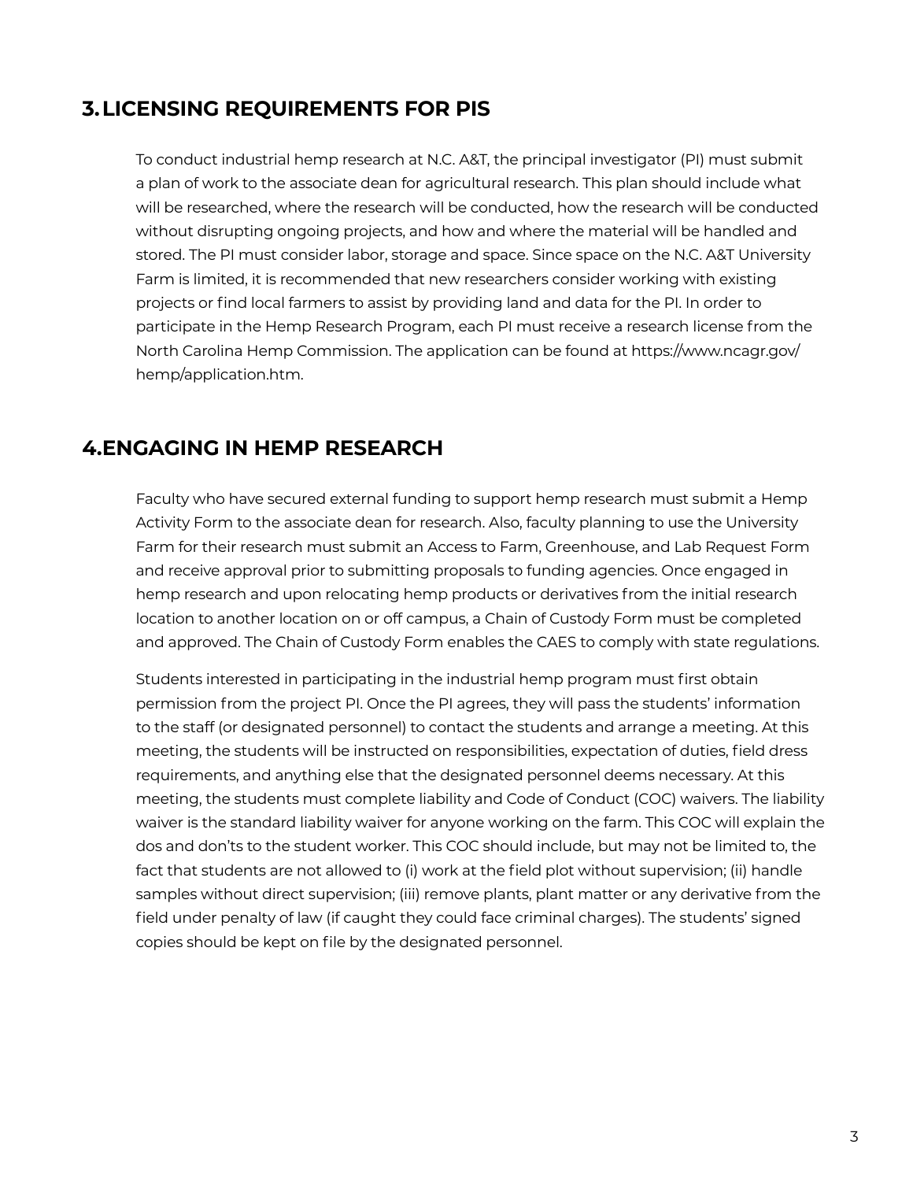## 3. LICENSING REQUIREMENTS FOR PIS

To conduct industrial hemp research at N.C. A&T, the principal investigator (PI) must submit a plan of work to the associate dean for agricultural research. This plan should include what will be researched, where the research will be conducted, how the research will be conducted without disrupting ongoing projects, and how and where the material will be handled and stored. The PI must consider labor, storage and space. Since space on the N.C. A&T University Farm is limited, it is recommended that new researchers consider working with existing projects or find local farmers to assist by providing land and data for the PI. In order to participate in the Hemp Research Program, each PI must receive a research license from the North Carolina Hemp Commission. The application can be found at https://www.ncagr.gov/hemp/application.htm.

## 4. ENGAGING IN HEMP RESEARCH

Faculty who have secured external funding to support hemp research must submit a Hemp Activity Form to the associate dean for research. Also, faculty planning to use the University Farm for their research must submit an Access to Farm, Greenhouse, and Lab Request Form and receive approval prior to submitting proposals to funding agencies. Once engaged in hemp research and upon relocating hemp products or derivatives from the initial research location to another location on or off campus, a Chain of Custody Form must be completed and approved. The Chain of Custody Form enables the CAES to comply with state regulations.

Students interested in participating in the industrial hemp program must first obtain permission from the project PI. Once the PI agrees, they will pass the students' information to the staff (or designated personnel) to contact the students and arrange a meeting. At this meeting, the students will be instructed on responsibilities, expectation of duties, field dress requirements, and anything else that the designated personnel deems necessary. At this meeting, the students must complete liability and Code of Conduct (COC) waivers. The liability waiver is the standard liability waiver for anyone working on the farm. This COC will explain the dos and don'ts to the student worker. This COC should include, but may not be limited to, the fact that students are not allowed to (i) work at the field plot without supervision; (ii) handle samples without direct supervision; (iii) remove plants, plant matter or any derivative from the field under penalty of law (if caught they could face criminal charges). The students' signed copies should be kept on file by the designated personnel.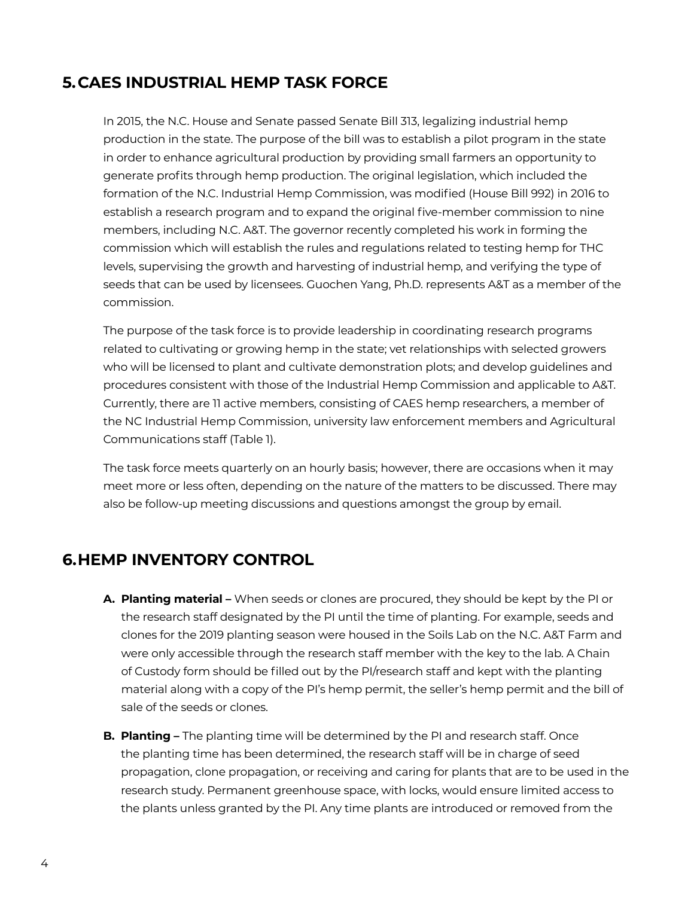## 5. CAES INDUSTRIAL HEMP TASK FORCE

In 2015, the N.C. House and Senate passed Senate Bill 313, legalizing industrial hemp production in the state. The purpose of the bill was to establish a pilot program in the state in order to enhance agricultural production by providing small farmers an opportunity to generate profits through hemp production. The original legislation, which included the formation of the N.C. Industrial Hemp Commission, was modified (House Bill 992) in 2016 to establish a research program and to expand the original five-member commission to nine members, including N.C. A&T. The governor recently completed his work in forming the commission which will establish the rules and regulations related to testing hemp for THC levels, supervising the growth and harvesting of industrial hemp, and verifying the type of seeds that can be used by licensees. Guochen Yang, Ph.D. represents A&T as a member of the commission.

The purpose of the task force is to provide leadership in coordinating research programs related to cultivating or growing hemp in the state; vet relationships with selected growers who will be licensed to plant and cultivate demonstration plots; and develop guidelines and procedures consistent with those of the Industrial Hemp Commission and applicable to A&T. Currently, there are 11 active members, consisting of CAES hemp researchers, a member of the NC Industrial Hemp Commission, university law enforcement members and Agricultural Communications staff (Table 1).

The task force meets quarterly on an hourly basis; however, there are occasions when it may meet more or less often, depending on the nature of the matters to be discussed. There may also be follow-up meeting discussions and questions amongst the group by email.

## 6. HEMP INVENTORY CONTROL

A. **Planting material –** When seeds or clones are procured, they should be kept by the PI or the research staff designated by the PI until the time of planting. For example, seeds and clones for the 2019 planting season were housed in the Soils Lab on the N.C. A&T Farm and were only accessible through the research staff member with the key to the lab. A Chain of Custody form should be filled out by the PI/research staff and kept with the planting material along with a copy of the PI's hemp permit, the seller's hemp permit and the bill of sale of the seeds or clones.

B. **Planting –** The planting time will be determined by the PI and research staff. Once the planting time has been determined, the research staff will be in charge of seed propagation, clone propagation, or receiving and caring for plants that are to be used in the research study. Permanent greenhouse space, with locks, would ensure limited access to the plants unless granted by the PI. Any time plants are introduced or removed from the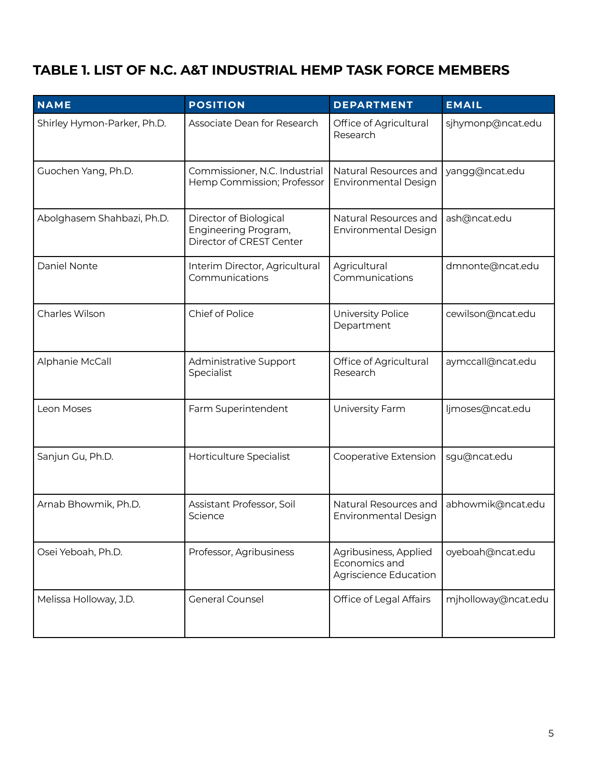## TABLE 1. LIST OF N.C. A&T INDUSTRIAL HEMP TASK FORCE MEMBERS

| NAME | POSITION | DEPARTMENT | EMAIL |
|---|---|---|---|
| Shirley Hymon-Parker, Ph.D. | Associate Dean for Research | Office of Agricultural Research | sjhymonp@ncat.edu |
| Guochen Yang, Ph.D. | Commissioner, N.C. Industrial Hemp Commission; Professor | Natural Resources and Environmental Design | yangg@ncat.edu |
| Abolghasem Shahbazi, Ph.D. | Director of Biological Engineering Program, Director of CREST Center | Natural Resources and Environmental Design | ash@ncat.edu |
| Daniel Nonte | Interim Director, Agricultural Communications | Agricultural Communications | dmnonte@ncat.edu |
| Charles Wilson | Chief of Police | University Police Department | cewilson@ncat.edu |
| Alphanie McCall | Administrative Support Specialist | Office of Agricultural Research | aymccall@ncat.edu |
| Leon Moses | Farm Superintendent | University Farm | ljmoses@ncat.edu |
| Sanjun Gu, Ph.D. | Horticulture Specialist | Cooperative Extension | sgu@ncat.edu |
| Arnab Bhowmik, Ph.D. | Assistant Professor, Soil Science | Natural Resources and Environmental Design | abhowmik@ncat.edu |
| Osei Yeboah, Ph.D. | Professor, Agribusiness | Agribusiness, Applied Economics and Agriscience Education | oyeboah@ncat.edu |
| Melissa Holloway, J.D. | General Counsel | Office of Legal Affairs | mjholloway@ncat.edu |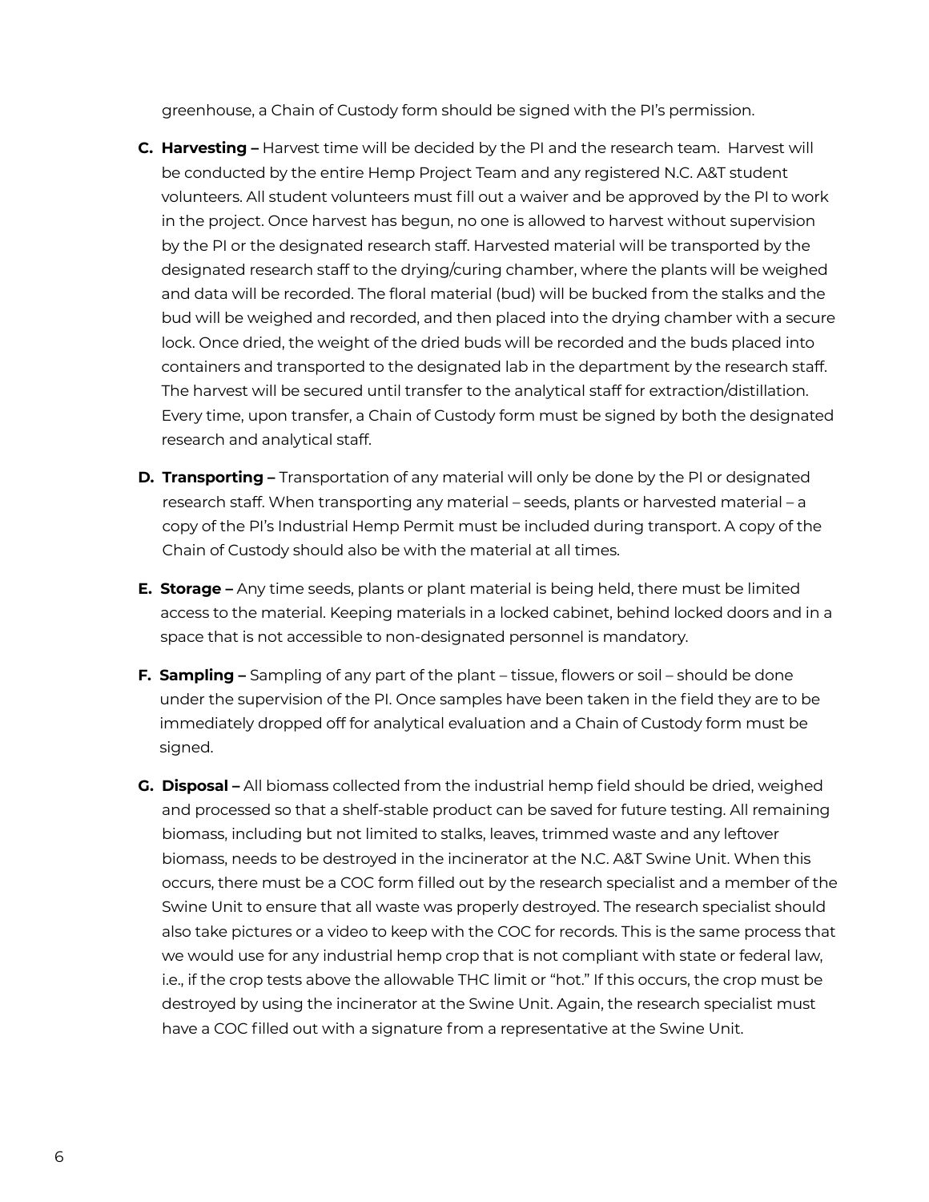greenhouse, a Chain of Custody form should be signed with the PI's permission.

**C. Harvesting –** Harvest time will be decided by the PI and the research team. Harvest will be conducted by the entire Hemp Project Team and any registered N.C. A&T student volunteers. All student volunteers must fill out a waiver and be approved by the PI to work in the project. Once harvest has begun, no one is allowed to harvest without supervision by the PI or the designated research staff. Harvested material will be transported by the designated research staff to the drying/curing chamber, where the plants will be weighed and data will be recorded. The floral material (bud) will be bucked from the stalks and the bud will be weighed and recorded, and then placed into the drying chamber with a secure lock. Once dried, the weight of the dried buds will be recorded and the buds placed into containers and transported to the designated lab in the department by the research staff. The harvest will be secured until transfer to the analytical staff for extraction/distillation. Every time, upon transfer, a Chain of Custody form must be signed by both the designated research and analytical staff.

**D. Transporting –** Transportation of any material will only be done by the PI or designated research staff. When transporting any material – seeds, plants or harvested material – a copy of the PI's Industrial Hemp Permit must be included during transport. A copy of the Chain of Custody should also be with the material at all times.

**E. Storage –** Any time seeds, plants or plant material is being held, there must be limited access to the material. Keeping materials in a locked cabinet, behind locked doors and in a space that is not accessible to non-designated personnel is mandatory.

**F. Sampling –** Sampling of any part of the plant – tissue, flowers or soil – should be done under the supervision of the PI. Once samples have been taken in the field they are to be immediately dropped off for analytical evaluation and a Chain of Custody form must be signed.

**G. Disposal –** All biomass collected from the industrial hemp field should be dried, weighed and processed so that a shelf-stable product can be saved for future testing. All remaining biomass, including but not limited to stalks, leaves, trimmed waste and any leftover biomass, needs to be destroyed in the incinerator at the N.C. A&T Swine Unit. When this occurs, there must be a COC form filled out by the research specialist and a member of the Swine Unit to ensure that all waste was properly destroyed. The research specialist should also take pictures or a video to keep with the COC for records. This is the same process that we would use for any industrial hemp crop that is not compliant with state or federal law, i.e., if the crop tests above the allowable THC limit or "hot." If this occurs, the crop must be destroyed by using the incinerator at the Swine Unit. Again, the research specialist must have a COC filled out with a signature from a representative at the Swine Unit.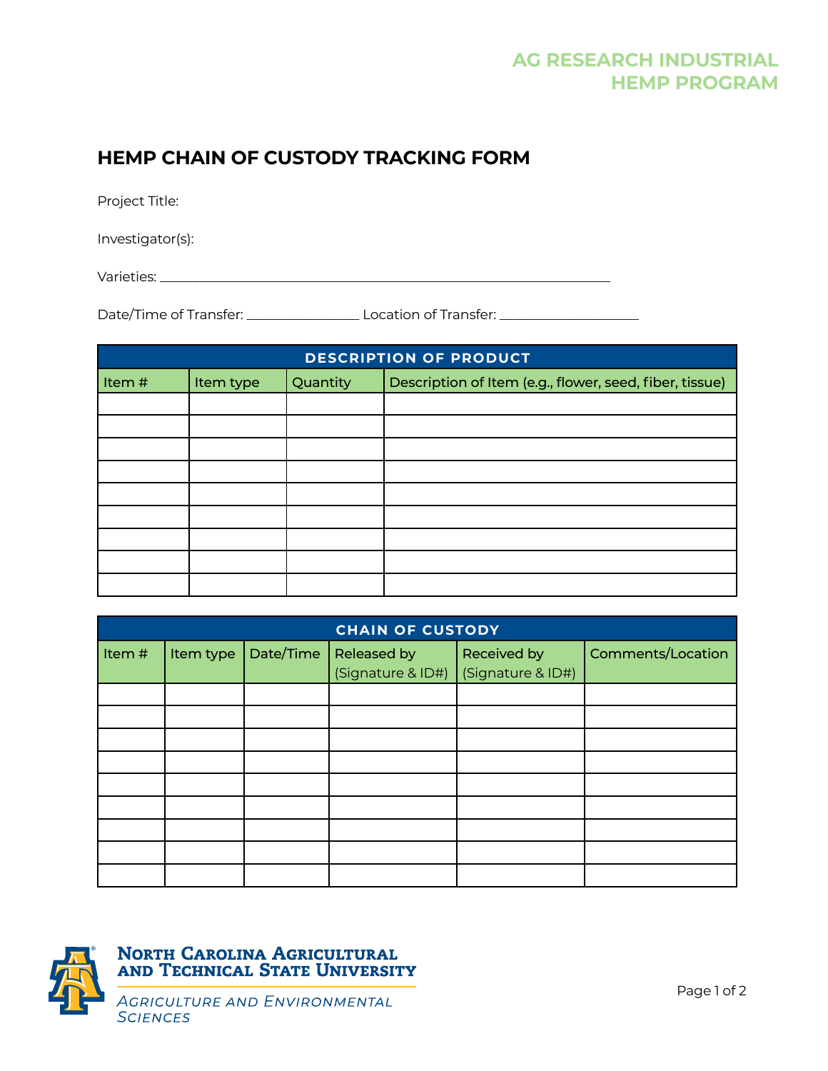AG RESEARCH INDUSTRIAL HEMP PROGRAM

# HEMP CHAIN OF CUSTODY TRACKING FORM

Project Title:

Investigator(s):

Varieties: ______________________________________________________________

Date/Time of Transfer: _______________ Location of Transfer: ___________________

| DESCRIPTION OF PRODUCT | | | |
|---|---|---|---|
| Item # | Item type | Quantity | Description of Item (e.g., flower, seed, fiber, tissue) |
| | | | |
| | | | |
| | | | |
| | | | |
| | | | |
| | | | |
| | | | |
| | | | |
| | | | |

| CHAIN OF CUSTODY | | | | | |
|---|---|---|---|---|---|
| Item # | Item type | Date/Time | Released by (Signature & ID#) | Received by (Signature & ID#) | Comments/Location |
| | | | | | |
| | | | | | |
| | | | | | |
| | | | | | |
| | | | | | |
| | | | | | |
| | | | | | |
| | | | | | |
| | | | | | |

North Carolina Agricultural and Technical State University

Agriculture and Environmental Sciences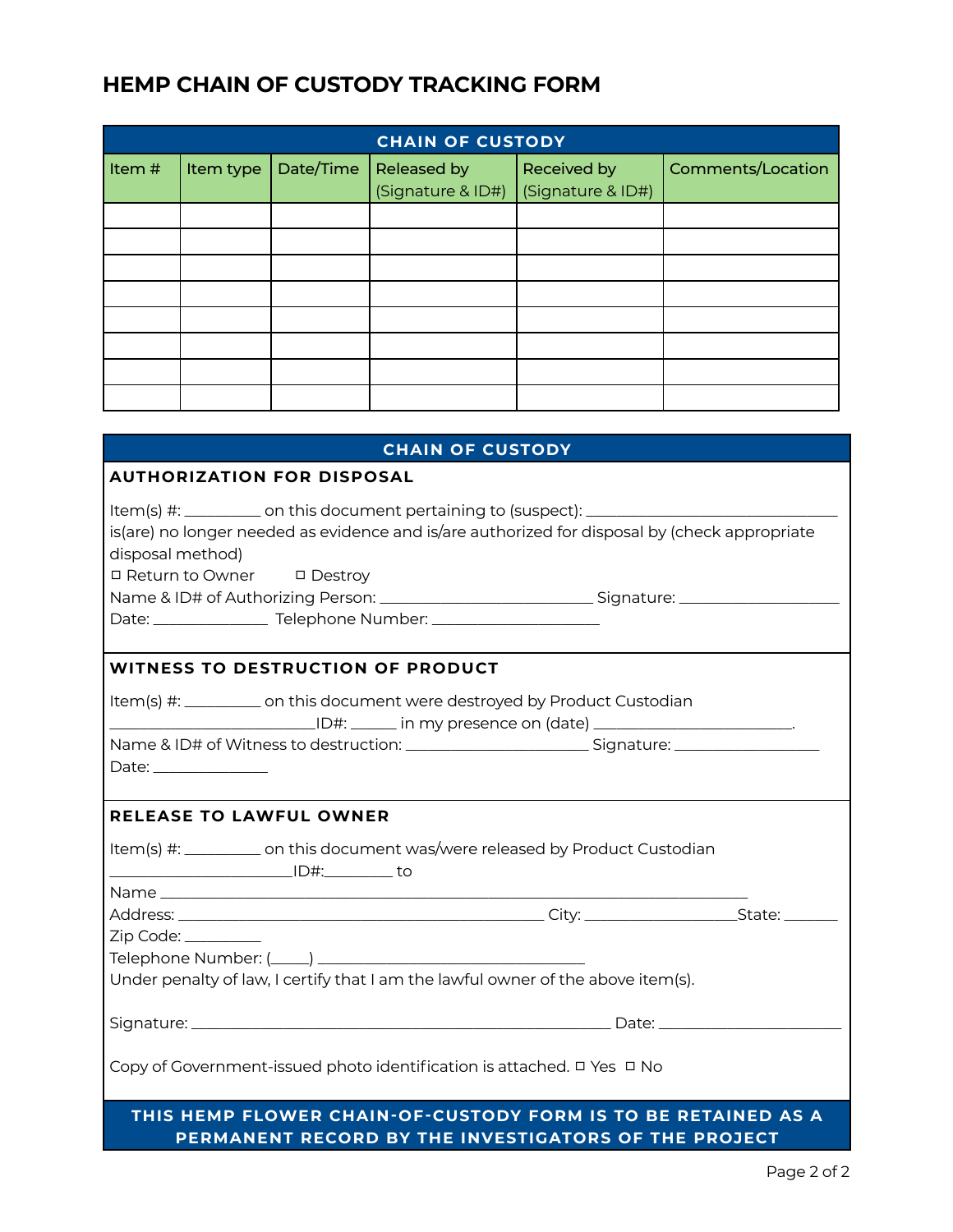# HEMP CHAIN OF CUSTODY TRACKING FORM

| CHAIN OF CUSTODY | | | | | |
|---|---|---|---|---|---|
| Item # | Item type | Date/Time | Released by (Signature & ID#) | Received by (Signature & ID#) | Comments/Location |
| | | | | | |
| | | | | | |
| | | | | | |
| | | | | | |
| | | | | | |
| | | | | | |
| | | | | | |
| | | | | | |

## CHAIN OF CUSTODY

### AUTHORIZATION FOR DISPOSAL

Item(s) #: _________ on this document pertaining to (suspect): _______________________________
is(are) no longer needed as evidence and is/are authorized for disposal by (check appropriate disposal method)

☐ Return to Owner ☐ Destroy

Name & ID# of Authorizing Person: _________________________ Signature: ___________________

Date: ______________ Telephone Number: ____________________

### WITNESS TO DESTRUCTION OF PRODUCT

Item(s) #: _________ on this document were destroyed by Product Custodian
________________________ID#: ______ in my presence on (date) ________________________.

Name & ID# of Witness to destruction: ______________________ Signature: _________________

Date: ______________

### RELEASE TO LAWFUL OWNER

Item(s) #: _________ on this document was/were released by Product Custodian
_____________________ID#:________ to

Name ________________________________________________________________________

Address: ____________________________________________ City: __________________State: _______

Zip Code: _________

Telephone Number: (_____) ________________________________

Under penalty of law, I certify that I am the lawful owner of the above item(s).

Signature: __________________________________________________ Date: ______________________

Copy of Government-issued photo identification is attached. ☐ Yes ☐ No

**THIS HEMP FLOWER CHAIN-OF-CUSTODY FORM IS TO BE RETAINED AS A PERMANENT RECORD BY THE INVESTIGATORS OF THE PROJECT**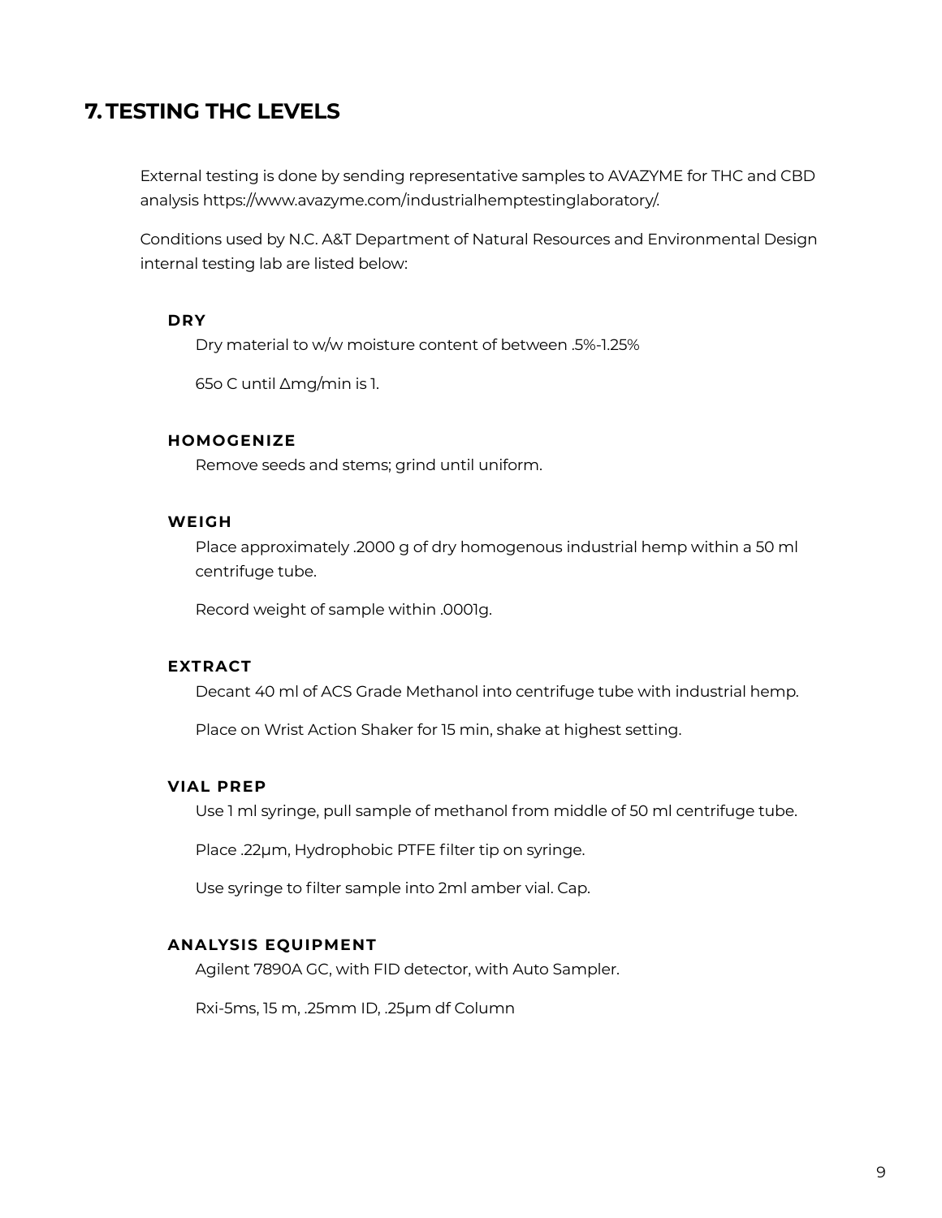## 7. TESTING THC LEVELS

External testing is done by sending representative samples to AVAZYME for THC and CBD analysis https://www.avazyme.com/industrialhemptestinglaboratory/.

Conditions used by N.C. A&T Department of Natural Resources and Environmental Design internal testing lab are listed below:

**DRY**

Dry material to w/w moisture content of between .5%-1.25%

65o C until Δmg/min is 1.

**HOMOGENIZE**

Remove seeds and stems; grind until uniform.

**WEIGH**

Place approximately .2000 g of dry homogenous industrial hemp within a 50 ml centrifuge tube.

Record weight of sample within .0001g.

**EXTRACT**

Decant 40 ml of ACS Grade Methanol into centrifuge tube with industrial hemp.

Place on Wrist Action Shaker for 15 min, shake at highest setting.

**VIAL PREP**

Use 1 ml syringe, pull sample of methanol from middle of 50 ml centrifuge tube.

Place .22µm, Hydrophobic PTFE filter tip on syringe.

Use syringe to filter sample into 2ml amber vial. Cap.

**ANALYSIS EQUIPMENT**

Agilent 7890A GC, with FID detector, with Auto Sampler.

Rxi-5ms, 15 m, .25mm ID, .25µm df Column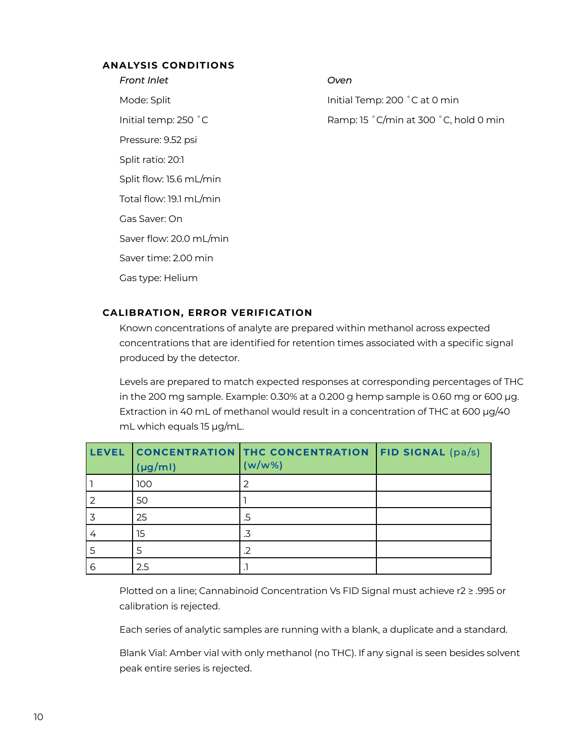## ANALYSIS CONDITIONS

*Front Inlet*

Mode: Split

Initial temp: 250 ˚C

Pressure: 9.52 psi

Split ratio: 20:1

Split flow: 15.6 mL/min

Total flow: 19.1 mL/min

Gas Saver: On

Saver flow: 20.0 mL/min

Saver time: 2.00 min

Gas type: Helium

*Oven*

Initial Temp: 200 ˚C at 0 min

Ramp: 15 ˚C/min at 300 ˚C, hold 0 min

## CALIBRATION, ERROR VERIFICATION

Known concentrations of analyte are prepared within methanol across expected concentrations that are identified for retention times associated with a specific signal produced by the detector.

Levels are prepared to match expected responses at corresponding percentages of THC in the 200 mg sample. Example: 0.30% at a 0.200 g hemp sample is 0.60 mg or 600 µg. Extraction in 40 mL of methanol would result in a concentration of THC at 600 µg/40 mL which equals 15 µg/mL.

| LEVEL | CONCENTRATION (µg/ml) | THC CONCENTRATION (w/w%) | FID SIGNAL (pa/s) |
|---|---|---|---|
| 1 | 100 | 2 | |
| 2 | 50 | 1 | |
| 3 | 25 | .5 | |
| 4 | 15 | .3 | |
| 5 | 5 | .2 | |
| 6 | 2.5 | .1 | |

Plotted on a line; Cannabinoid Concentration Vs FID Signal must achieve $r2 \geq .995$ or calibration is rejected.

Each series of analytic samples are running with a blank, a duplicate and a standard.

Blank Vial: Amber vial with only methanol (no THC). If any signal is seen besides solvent peak entire series is rejected.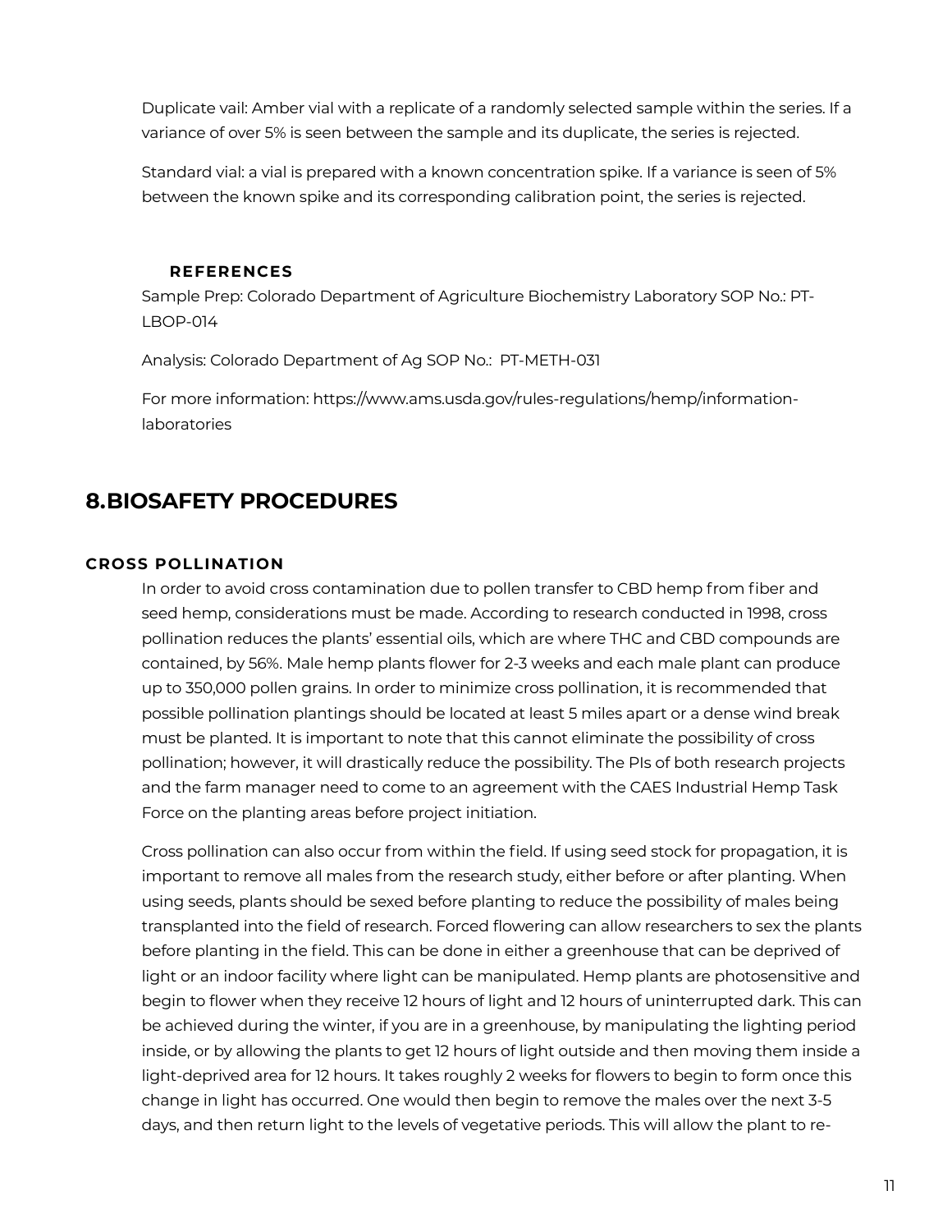Duplicate vail: Amber vial with a replicate of a randomly selected sample within the series. If a variance of over 5% is seen between the sample and its duplicate, the series is rejected.

Standard vial: a vial is prepared with a known concentration spike. If a variance is seen of 5% between the known spike and its corresponding calibration point, the series is rejected.

### REFERENCES

Sample Prep: Colorado Department of Agriculture Biochemistry Laboratory SOP No.: PT-LBOP-014

Analysis: Colorado Department of Ag SOP No.: PT-METH-031

For more information: https://www.ams.usda.gov/rules-regulations/hemp/information-laboratories

## 8. BIOSAFETY PROCEDURES

### CROSS POLLINATION

In order to avoid cross contamination due to pollen transfer to CBD hemp from fiber and seed hemp, considerations must be made. According to research conducted in 1998, cross pollination reduces the plants' essential oils, which are where THC and CBD compounds are contained, by 56%. Male hemp plants flower for 2-3 weeks and each male plant can produce up to 350,000 pollen grains. In order to minimize cross pollination, it is recommended that possible pollination plantings should be located at least 5 miles apart or a dense wind break must be planted. It is important to note that this cannot eliminate the possibility of cross pollination; however, it will drastically reduce the possibility. The PIs of both research projects and the farm manager need to come to an agreement with the CAES Industrial Hemp Task Force on the planting areas before project initiation.

Cross pollination can also occur from within the field. If using seed stock for propagation, it is important to remove all males from the research study, either before or after planting. When using seeds, plants should be sexed before planting to reduce the possibility of males being transplanted into the field of research. Forced flowering can allow researchers to sex the plants before planting in the field. This can be done in either a greenhouse that can be deprived of light or an indoor facility where light can be manipulated. Hemp plants are photosensitive and begin to flower when they receive 12 hours of light and 12 hours of uninterrupted dark. This can be achieved during the winter, if you are in a greenhouse, by manipulating the lighting period inside, or by allowing the plants to get 12 hours of light outside and then moving them inside a light-deprived area for 12 hours. It takes roughly 2 weeks for flowers to begin to form once this change in light has occurred. One would then begin to remove the males over the next 3-5 days, and then return light to the levels of vegetative periods. This will allow the plant to re-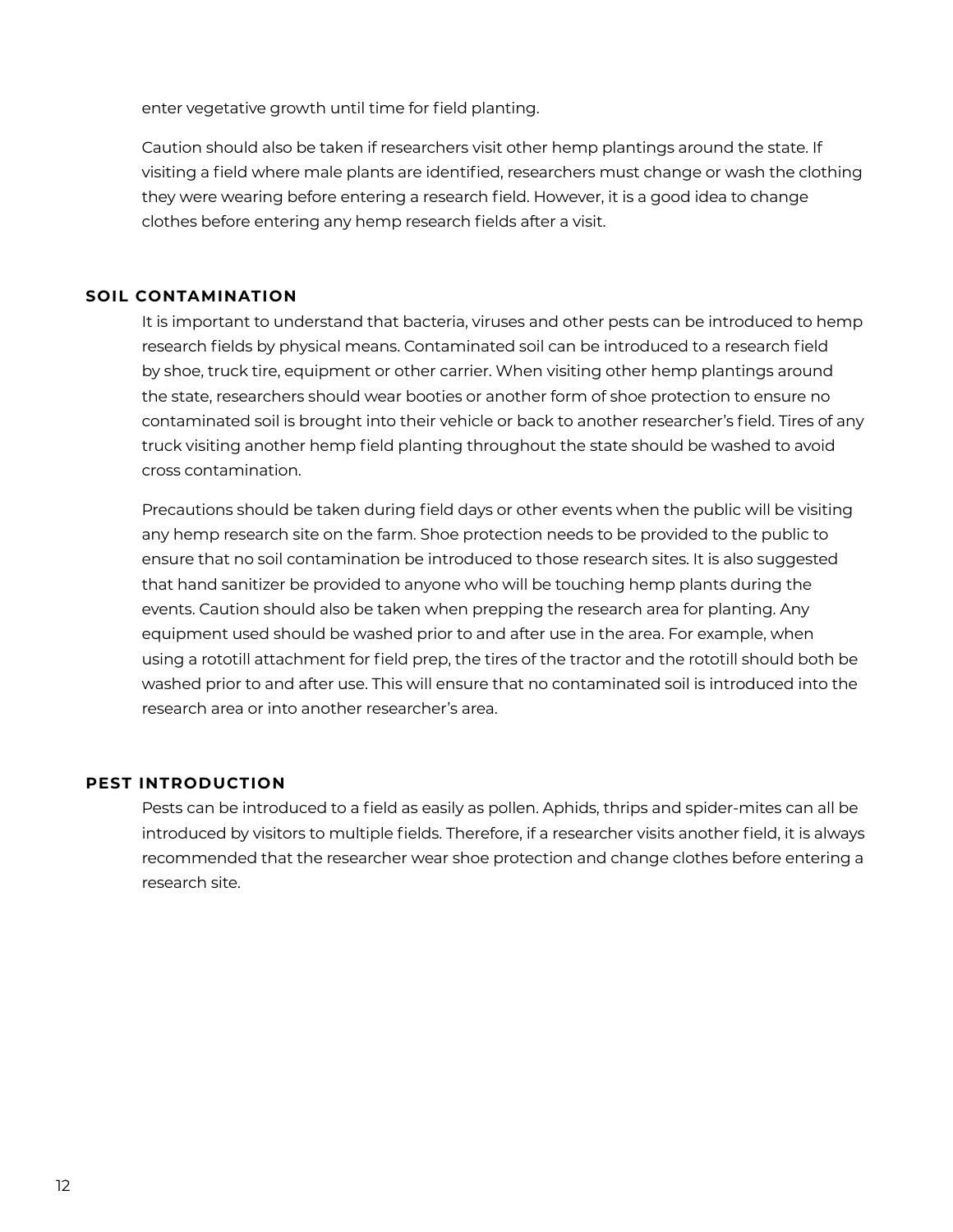enter vegetative growth until time for field planting.

Caution should also be taken if researchers visit other hemp plantings around the state. If visiting a field where male plants are identified, researchers must change or wash the clothing they were wearing before entering a research field. However, it is a good idea to change clothes before entering any hemp research fields after a visit.

## SOIL CONTAMINATION

It is important to understand that bacteria, viruses and other pests can be introduced to hemp research fields by physical means. Contaminated soil can be introduced to a research field by shoe, truck tire, equipment or other carrier. When visiting other hemp plantings around the state, researchers should wear booties or another form of shoe protection to ensure no contaminated soil is brought into their vehicle or back to another researcher's field. Tires of any truck visiting another hemp field planting throughout the state should be washed to avoid cross contamination.

Precautions should be taken during field days or other events when the public will be visiting any hemp research site on the farm. Shoe protection needs to be provided to the public to ensure that no soil contamination be introduced to those research sites. It is also suggested that hand sanitizer be provided to anyone who will be touching hemp plants during the events. Caution should also be taken when prepping the research area for planting. Any equipment used should be washed prior to and after use in the area. For example, when using a rototill attachment for field prep, the tires of the tractor and the rototill should both be washed prior to and after use. This will ensure that no contaminated soil is introduced into the research area or into another researcher's area.

## PEST INTRODUCTION

Pests can be introduced to a field as easily as pollen. Aphids, thrips and spider-mites can all be introduced by visitors to multiple fields. Therefore, if a researcher visits another field, it is always recommended that the researcher wear shoe protection and change clothes before entering a research site.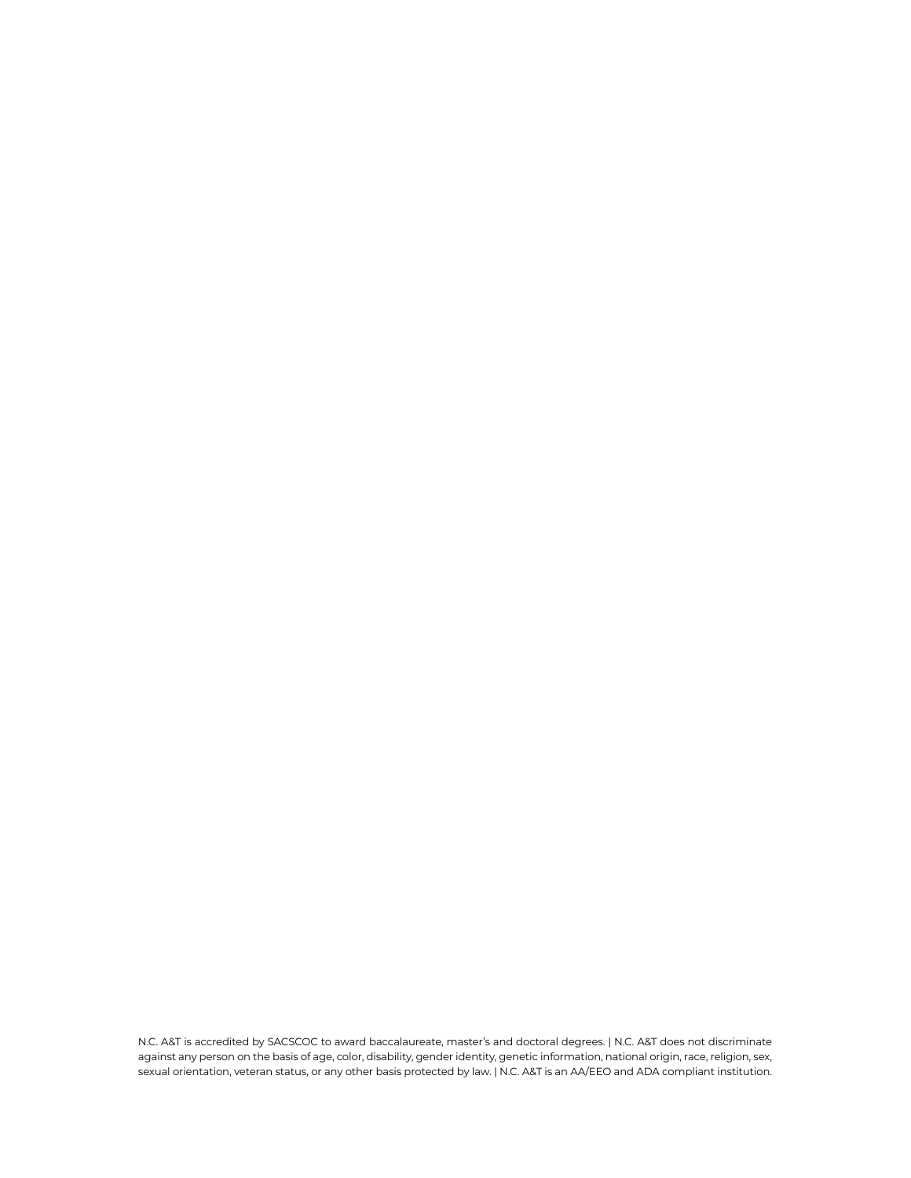N.C. A&T is accredited by SACSCOC to award baccalaureate, master's and doctoral degrees. | N.C. A&T does not discriminate against any person on the basis of age, color, disability, gender identity, genetic information, national origin, race, religion, sex, sexual orientation, veteran status, or any other basis protected by law. | N.C. A&T is an AA/EEO and ADA compliant institution.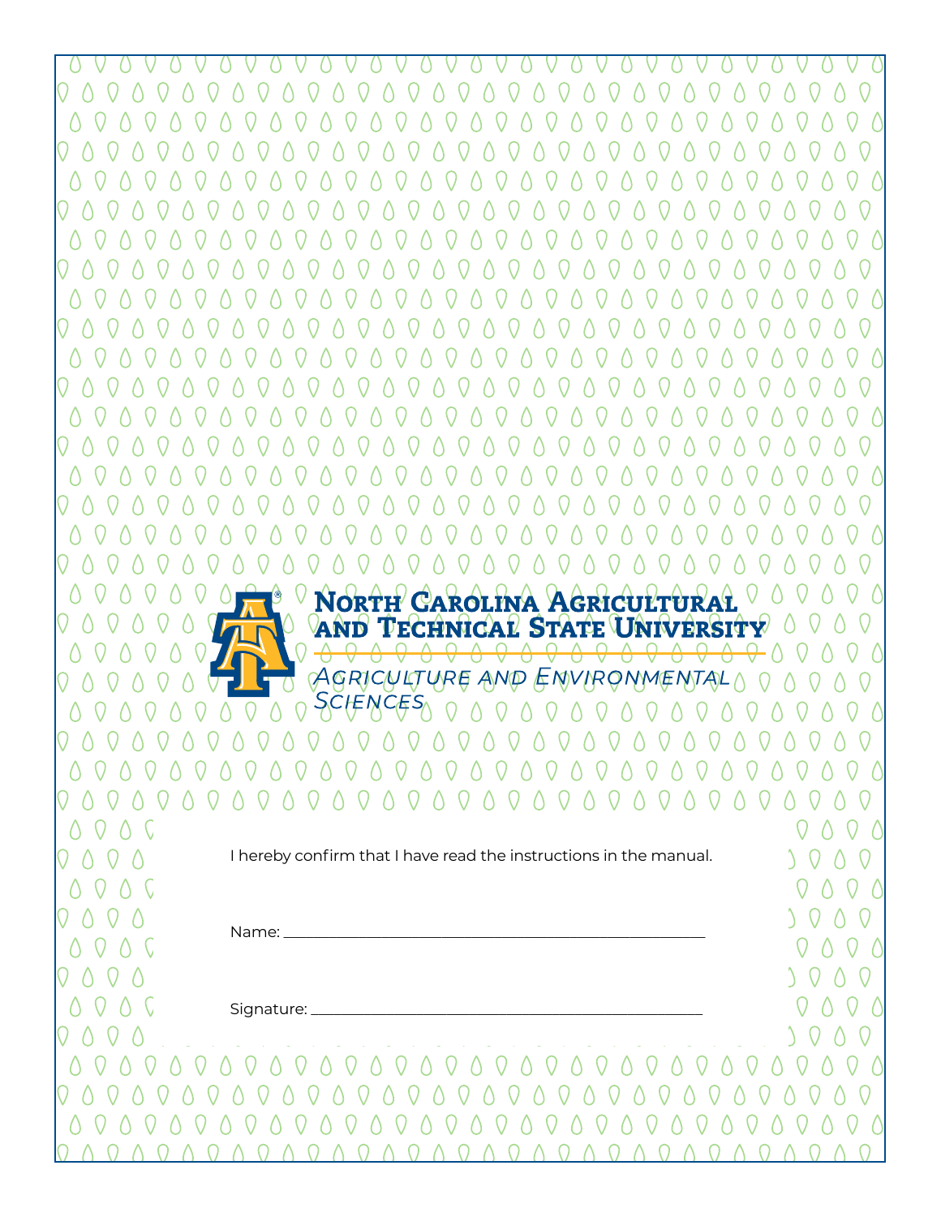**North Carolina Agricultural and Technical State University**

*Agriculture and Environmental Sciences*

I hereby confirm that I have read the instructions in the manual.

Name: ________________________________________________

Signature: ____________________________________________